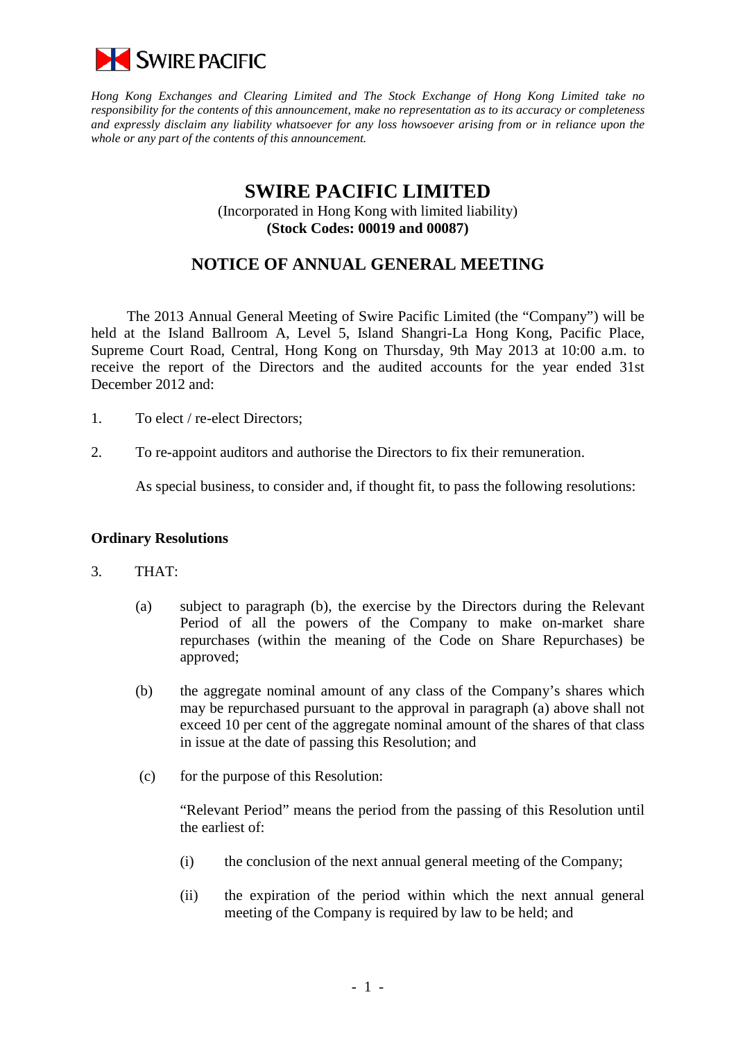SWIRE PACIFIC

*Hong Kong Exchanges and Clearing Limited and The Stock Exchange of Hong Kong Limited take no responsibility for the contents of this announcement, make no representation as to its accuracy or completeness and expressly disclaim any liability whatsoever for any loss howsoever arising from or in reliance upon the whole or any part of the contents of this announcement.*

# SWIRE PACIFIC LIMITED

(Incorporated in Hong Kong with limited liability)
**(Stock Codes: 00019 and 00087)**

## NOTICE OF ANNUAL GENERAL MEETING

The 2013 Annual General Meeting of Swire Pacific Limited (the "Company") will be held at the Island Ballroom A, Level 5, Island Shangri-La Hong Kong, Pacific Place, Supreme Court Road, Central, Hong Kong on Thursday, 9th May 2013 at 10:00 a.m. to receive the report of the Directors and the audited accounts for the year ended 31st December 2012 and:

1. To elect / re-elect Directors;

2. To re-appoint auditors and authorise the Directors to fix their remuneration.

   As special business, to consider and, if thought fit, to pass the following resolutions:

**Ordinary Resolutions**

3. THAT:

   (a) subject to paragraph (b), the exercise by the Directors during the Relevant Period of all the powers of the Company to make on-market share repurchases (within the meaning of the Code on Share Repurchases) be approved;

   (b) the aggregate nominal amount of any class of the Company's shares which may be repurchased pursuant to the approval in paragraph (a) above shall not exceed 10 per cent of the aggregate nominal amount of the shares of that class in issue at the date of passing this Resolution; and

   (c) for the purpose of this Resolution:

   "Relevant Period" means the period from the passing of this Resolution until the earliest of:

   (i) the conclusion of the next annual general meeting of the Company;

   (ii) the expiration of the period within which the next annual general meeting of the Company is required by law to be held; and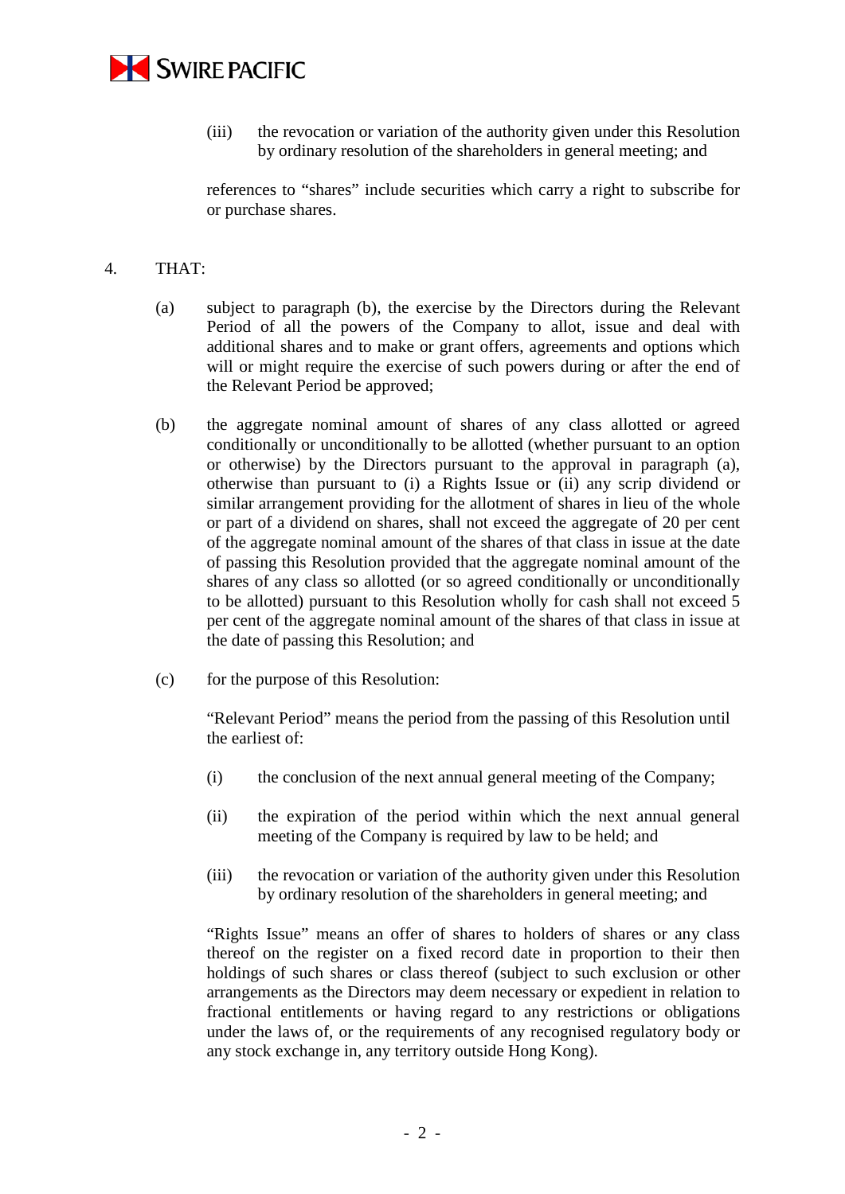(iii) the revocation or variation of the authority given under this Resolution by ordinary resolution of the shareholders in general meeting; and

references to “shares” include securities which carry a right to subscribe for or purchase shares.

4. THAT:

(a) subject to paragraph (b), the exercise by the Directors during the Relevant Period of all the powers of the Company to allot, issue and deal with additional shares and to make or grant offers, agreements and options which will or might require the exercise of such powers during or after the end of the Relevant Period be approved;

(b) the aggregate nominal amount of shares of any class allotted or agreed conditionally or unconditionally to be allotted (whether pursuant to an option or otherwise) by the Directors pursuant to the approval in paragraph (a), otherwise than pursuant to (i) a Rights Issue or (ii) any scrip dividend or similar arrangement providing for the allotment of shares in lieu of the whole or part of a dividend on shares, shall not exceed the aggregate of 20 per cent of the aggregate nominal amount of the shares of that class in issue at the date of passing this Resolution provided that the aggregate nominal amount of the shares of any class so allotted (or so agreed conditionally or unconditionally to be allotted) pursuant to this Resolution wholly for cash shall not exceed 5 per cent of the aggregate nominal amount of the shares of that class in issue at the date of passing this Resolution; and

(c) for the purpose of this Resolution:

“Relevant Period” means the period from the passing of this Resolution until the earliest of:

(i) the conclusion of the next annual general meeting of the Company;

(ii) the expiration of the period within which the next annual general meeting of the Company is required by law to be held; and

(iii) the revocation or variation of the authority given under this Resolution by ordinary resolution of the shareholders in general meeting; and

“Rights Issue” means an offer of shares to holders of shares or any class thereof on the register on a fixed record date in proportion to their then holdings of such shares or class thereof (subject to such exclusion or other arrangements as the Directors may deem necessary or expedient in relation to fractional entitlements or having regard to any restrictions or obligations under the laws of, or the requirements of any recognised regulatory body or any stock exchange in, any territory outside Hong Kong).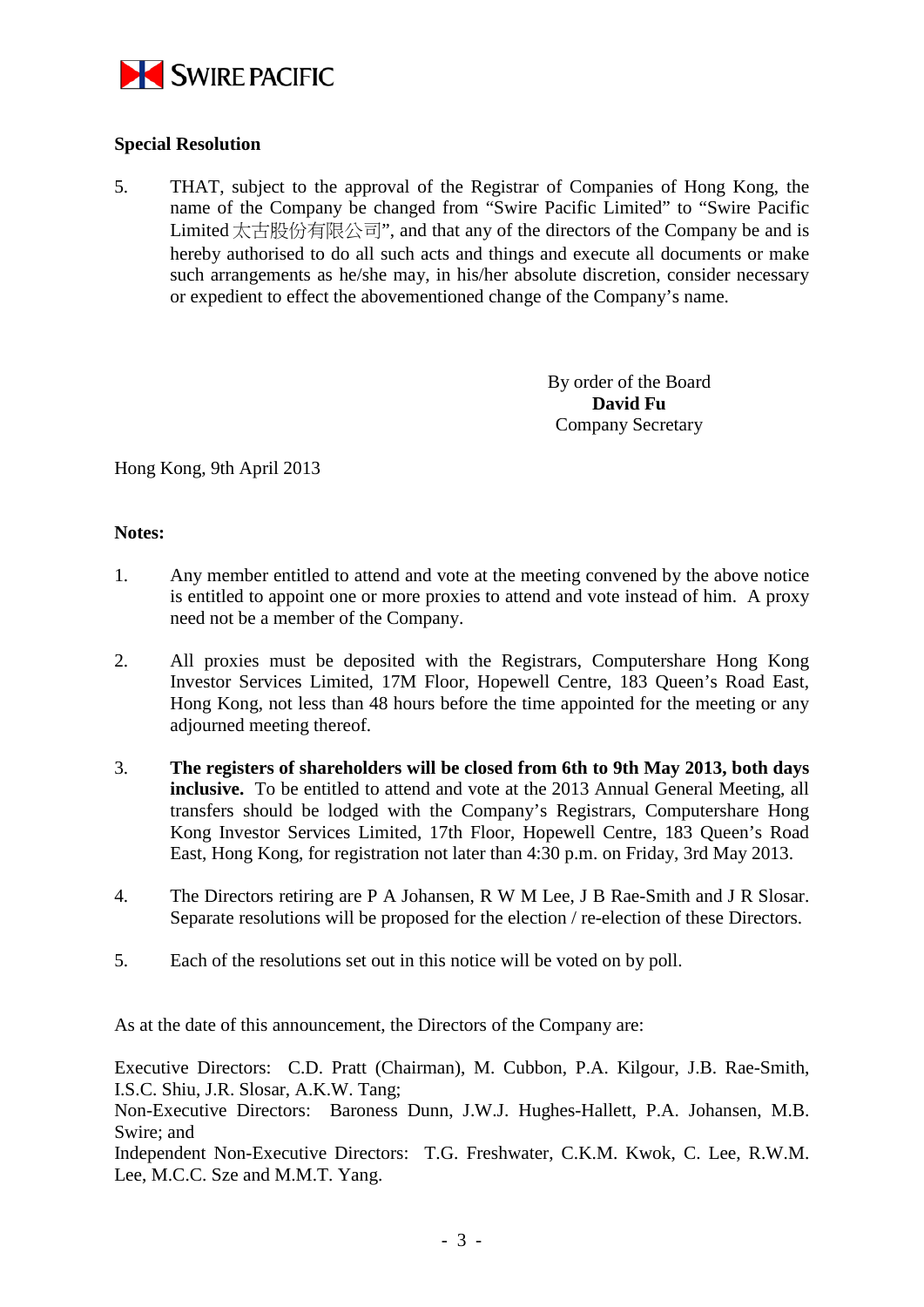**Special Resolution**

5. THAT, subject to the approval of the Registrar of Companies of Hong Kong, the name of the Company be changed from "Swire Pacific Limited" to "Swire Pacific Limited 太古股份有限公司", and that any of the directors of the Company be and is hereby authorised to do all such acts and things and execute all documents or make such arrangements as he/she may, in his/her absolute discretion, consider necessary or expedient to effect the abovementioned change of the Company's name.

By order of the Board
**David Fu**
Company Secretary

Hong Kong, 9th April 2013

**Notes:**

1. Any member entitled to attend and vote at the meeting convened by the above notice is entitled to appoint one or more proxies to attend and vote instead of him. A proxy need not be a member of the Company.

2. All proxies must be deposited with the Registrars, Computershare Hong Kong Investor Services Limited, 17M Floor, Hopewell Centre, 183 Queen's Road East, Hong Kong, not less than 48 hours before the time appointed for the meeting or any adjourned meeting thereof.

3. **The registers of shareholders will be closed from 6th to 9th May 2013, both days inclusive.** To be entitled to attend and vote at the 2013 Annual General Meeting, all transfers should be lodged with the Company's Registrars, Computershare Hong Kong Investor Services Limited, 17th Floor, Hopewell Centre, 183 Queen's Road East, Hong Kong, for registration not later than 4:30 p.m. on Friday, 3rd May 2013.

4. The Directors retiring are P A Johansen, R W M Lee, J B Rae-Smith and J R Slosar. Separate resolutions will be proposed for the election / re-election of these Directors.

5. Each of the resolutions set out in this notice will be voted on by poll.

As at the date of this announcement, the Directors of the Company are:

Executive Directors: C.D. Pratt (Chairman), M. Cubbon, P.A. Kilgour, J.B. Rae-Smith, I.S.C. Shiu, J.R. Slosar, A.K.W. Tang;
Non-Executive Directors: Baroness Dunn, J.W.J. Hughes-Hallett, P.A. Johansen, M.B. Swire; and
Independent Non-Executive Directors: T.G. Freshwater, C.K.M. Kwok, C. Lee, R.W.M. Lee, M.C.C. Sze and M.M.T. Yang.